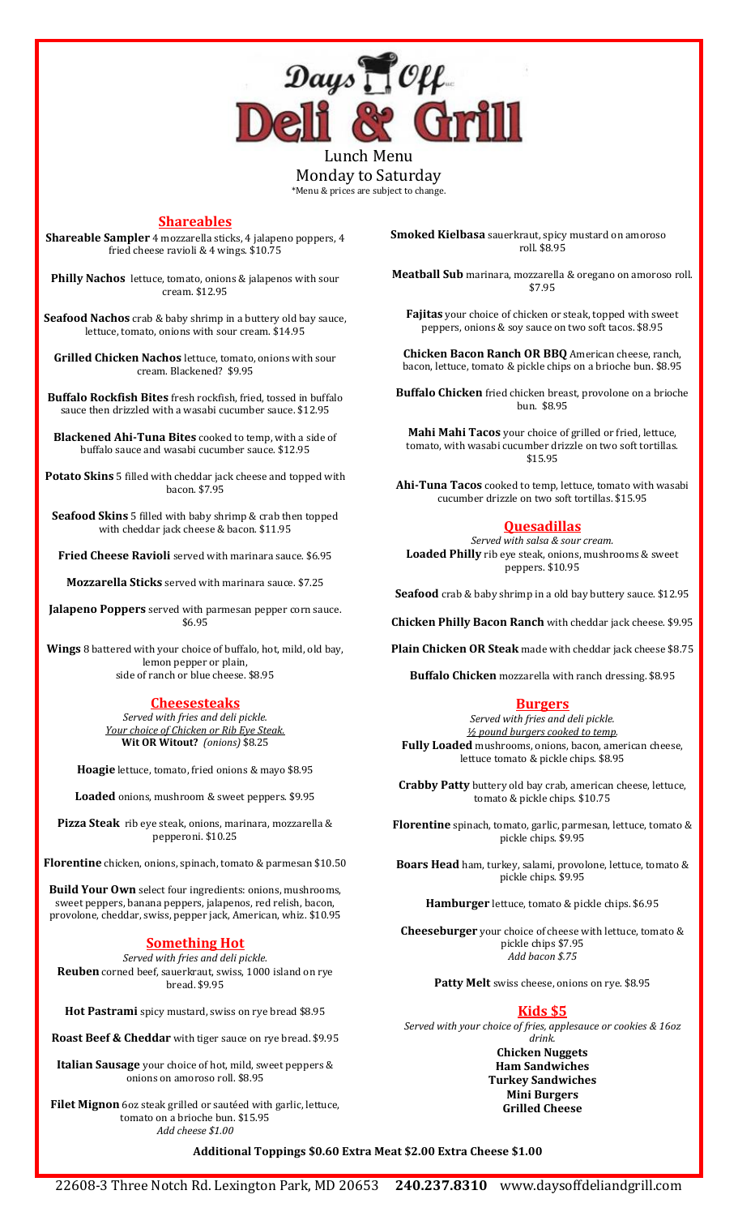# Days Off Deli & Grill

Lunch Menu

Monday to Saturday

*Menu & prices are subject to change.

## Shareables

**Shareable Sampler** 4 mozzarella sticks, 4 jalapeno poppers, 4 fried cheese ravioli & 4 wings. $10.75

**Philly Nachos** lettuce, tomato, onions & jalapenos with sour cream. $12.95

**Seafood Nachos** crab & baby shrimp in a buttery old bay sauce, lettuce, tomato, onions with sour cream. $14.95

**Grilled Chicken Nachos** lettuce, tomato, onions with sour cream. Blackened? $9.95

**Buffalo Rockfish Bites** fresh rockfish, fried, tossed in buffalo sauce then drizzled with a wasabi cucumber sauce. $12.95

**Blackened Ahi-Tuna Bites** cooked to temp, with a side of buffalo sauce and wasabi cucumber sauce. $12.95

**Potato Skins** 5 filled with cheddar jack cheese and topped with bacon. $7.95

**Seafood Skins** 5 filled with baby shrimp & crab then topped with cheddar jack cheese & bacon. $11.95

**Fried Cheese Ravioli** served with marinara sauce. $6.95

**Mozzarella Sticks** served with marinara sauce. $7.25

**Jalapeno Poppers** served with parmesan pepper corn sauce. $6.95

**Wings** 8 battered with your choice of buffalo, hot, mild, old bay, lemon pepper or plain, side of ranch or blue cheese. $8.95

## Cheesesteaks

*Served with fries and deli pickle.*
*Your choice of Chicken or Rib Eye Steak.*

**Wit OR Witout?** *(onions)* $8.25

**Hoagie** lettuce, tomato, fried onions & mayo $8.95

**Loaded** onions, mushroom & sweet peppers. $9.95

**Pizza Steak** rib eye steak, onions, marinara, mozzarella & pepperoni. $10.25

**Florentine** chicken, onions, spinach, tomato & parmesan $10.50

**Build Your Own** select four ingredients: onions, mushrooms, sweet peppers, banana peppers, jalapenos, red relish, bacon, provolone, cheddar, swiss, pepper jack, American, whiz. $10.95

## Something Hot

*Served with fries and deli pickle.*

**Reuben** corned beef, sauerkraut, swiss, 1000 island on rye bread. $9.95

**Hot Pastrami** spicy mustard, swiss on rye bread $8.95

**Roast Beef & Cheddar** with tiger sauce on rye bread. $9.95

**Italian Sausage** your choice of hot, mild, sweet peppers & onions on amoroso roll. $8.95

**Filet Mignon** 6oz steak grilled or sautéed with garlic, lettuce, tomato on a brioche bun. $15.95
*Add cheese $1.00*

**Smoked Kielbasa** sauerkraut, spicy mustard on amoroso roll. $8.95

**Meatball Sub** marinara, mozzarella & oregano on amoroso roll. $7.95

**Fajitas** your choice of chicken or steak, topped with sweet peppers, onions & soy sauce on two soft tacos. $8.95

**Chicken Bacon Ranch OR BBQ** American cheese, ranch, bacon, lettuce, tomato & pickle chips on a brioche bun. $8.95

**Buffalo Chicken** fried chicken breast, provolone on a brioche bun. $8.95

**Mahi Mahi Tacos** your choice of grilled or fried, lettuce, tomato, with wasabi cucumber drizzle on two soft tortillas. $15.95

**Ahi-Tuna Tacos** cooked to temp, lettuce, tomato with wasabi cucumber drizzle on two soft tortillas. $15.95

## Quesadillas

*Served with salsa & sour cream.*

**Loaded Philly** rib eye steak, onions, mushrooms & sweet peppers. $10.95

**Seafood** crab & baby shrimp in a old bay buttery sauce. $12.95

**Chicken Philly Bacon Ranch** with cheddar jack cheese. $9.95

**Plain Chicken OR Steak** made with cheddar jack cheese $8.75

**Buffalo Chicken** mozzarella with ranch dressing. $8.95

## Burgers

*Served with fries and deli pickle.*
*½ pound burgers cooked to temp.*

**Fully Loaded** mushrooms, onions, bacon, american cheese, lettuce tomato & pickle chips. $8.95

**Crabby Patty** buttery old bay crab, american cheese, lettuce, tomato & pickle chips. $10.75

**Florentine** spinach, tomato, garlic, parmesan, lettuce, tomato & pickle chips. $9.95

**Boars Head** ham, turkey, salami, provolone, lettuce, tomato & pickle chips. $9.95

**Hamburger** lettuce, tomato & pickle chips. $6.95

**Cheeseburger** your choice of cheese with lettuce, tomato & pickle chips $7.95
*Add bacon $.75*

**Patty Melt** swiss cheese, onions on rye. $8.95

## Kids $5

*Served with your choice of fries, applesauce or cookies & 16oz drink.*

**Chicken Nuggets**
**Ham Sandwiches**
**Turkey Sandwiches**
**Mini Burgers**
**Grilled Cheese**

**Additional Toppings $0.60 Extra Meat $2.00 Extra Cheese $1.00**

22608-3 Three Notch Rd. Lexington Park, MD 20653 **240.237.8310** www.daysoffdeliandgrill.com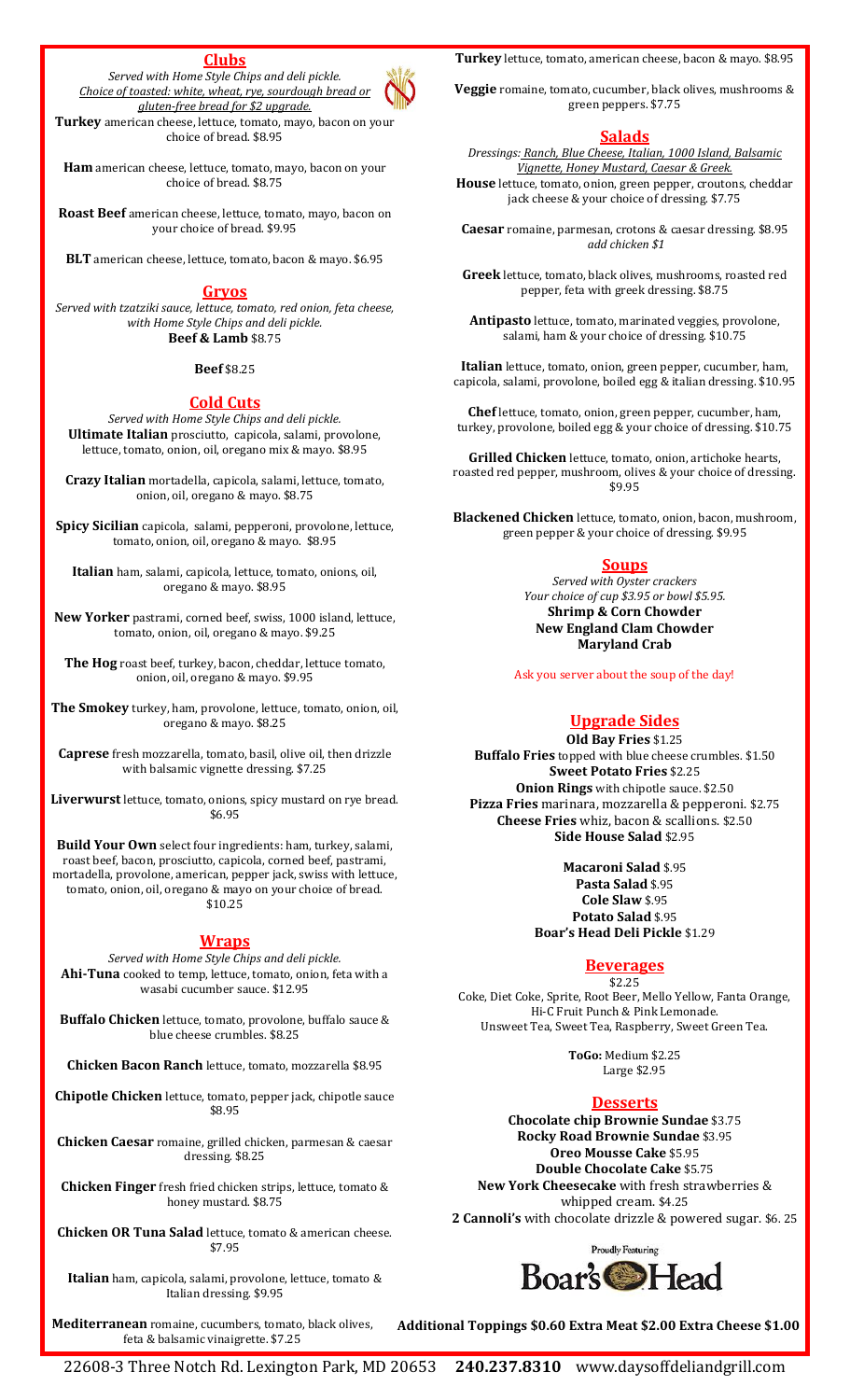## Clubs

*Served with Home Style Chips and deli pickle.*
*Choice of toasted: white, wheat, rye, sourdough bread or gluten-free bread for $2 upgrade.*

**Turkey** american cheese, lettuce, tomato, mayo, bacon on your choice of bread. $8.95

**Ham** american cheese, lettuce, tomato, mayo, bacon on your choice of bread. $8.75

**Roast Beef** american cheese, lettuce, tomato, mayo, bacon on your choice of bread. $9.95

**BLT** american cheese, lettuce, tomato, bacon & mayo. $6.95

## Gryos

*Served with tzatziki sauce, lettuce, tomato, red onion, feta cheese, with Home Style Chips and deli pickle.*

**Beef & Lamb** $8.75

**Beef** $8.25

## Cold Cuts

*Served with Home Style Chips and deli pickle.*

**Ultimate Italian** prosciutto, capicola, salami, provolone, lettuce, tomato, onion, oil, oregano mix & mayo. $8.95

**Crazy Italian** mortadella, capicola, salami, lettuce, tomato, onion, oil, oregano & mayo. $8.75

**Spicy Sicilian** capicola, salami, pepperoni, provolone, lettuce, tomato, onion, oil, oregano & mayo. $8.95

**Italian** ham, salami, capicola, lettuce, tomato, onions, oil, oregano & mayo. $8.95

**New Yorker** pastrami, corned beef, swiss, 1000 island, lettuce, tomato, onion, oil, oregano & mayo. $9.25

**The Hog** roast beef, turkey, bacon, cheddar, lettuce tomato, onion, oil, oregano & mayo. $9.95

**The Smokey** turkey, ham, provolone, lettuce, tomato, onion, oil, oregano & mayo. $8.25

**Caprese** fresh mozzarella, tomato, basil, olive oil, then drizzle with balsamic vignette dressing. $7.25

**Liverwurst** lettuce, tomato, onions, spicy mustard on rye bread. $6.95

**Build Your Own** select four ingredients: ham, turkey, salami, roast beef, bacon, prosciutto, capicola, corned beef, pastrami, mortadella, provolone, american, pepper jack, swiss with lettuce, tomato, onion, oil, oregano & mayo on your choice of bread. $10.25

## Wraps

*Served with Home Style Chips and deli pickle.*

**Ahi-Tuna** cooked to temp, lettuce, tomato, onion, feta with a wasabi cucumber sauce. $12.95

**Buffalo Chicken** lettuce, tomato, provolone, buffalo sauce & blue cheese crumbles. $8.25

**Chicken Bacon Ranch** lettuce, tomato, mozzarella $8.95

**Chipotle Chicken** lettuce, tomato, pepper jack, chipotle sauce $8.95

**Chicken Caesar** romaine, grilled chicken, parmesan & caesar dressing. $8.25

**Chicken Finger** fresh fried chicken strips, lettuce, tomato & honey mustard. $8.75

**Chicken OR Tuna Salad** lettuce, tomato & american cheese. $7.95

**Italian** ham, capicola, salami, provolone, lettuce, tomato & Italian dressing. $9.95

**Mediterranean** romaine, cucumbers, tomato, black olives, feta & balsamic vinaigrette. $7.25

**Turkey** lettuce, tomato, american cheese, bacon & mayo. $8.95

**Veggie** romaine, tomato, cucumber, black olives, mushrooms & green peppers. $7.75

## Salads

*Dressings: Ranch, Blue Cheese, Italian, 1000 Island, Balsamic Vignette, Honey Mustard, Caesar & Greek.*

**House** lettuce, tomato, onion, green pepper, croutons, cheddar jack cheese & your choice of dressing. $7.75

**Caesar** romaine, parmesan, crotons & caesar dressing. $8.95
*add chicken $1*

**Greek** lettuce, tomato, black olives, mushrooms, roasted red pepper, feta with greek dressing. $8.75

**Antipasto** lettuce, tomato, marinated veggies, provolone, salami, ham & your choice of dressing. $10.75

**Italian** lettuce, tomato, onion, green pepper, cucumber, ham, capicola, salami, provolone, boiled egg & italian dressing. $10.95

**Chef** lettuce, tomato, onion, green pepper, cucumber, ham, turkey, provolone, boiled egg & your choice of dressing. $10.75

**Grilled Chicken** lettuce, tomato, onion, artichoke hearts, roasted red pepper, mushroom, olives & your choice of dressing. $9.95

**Blackened Chicken** lettuce, tomato, onion, bacon, mushroom, green pepper & your choice of dressing. $9.95

## Soups

*Served with Oyster crackers*
*Your choice of cup $3.95 or bowl $5.95.*

**Shrimp & Corn Chowder**
**New England Clam Chowder**
**Maryland Crab**

Ask you server about the soup of the day!

## Upgrade Sides

**Old Bay Fries** $1.25
**Buffalo Fries** topped with blue cheese crumbles. $1.50
**Sweet Potato Fries** $2.25
**Onion Rings** with chipotle sauce. $2.50
**Pizza Fries** marinara, mozzarella & pepperoni. $2.75
**Cheese Fries** whiz, bacon & scallions. $2.50
**Side House Salad** $2.95

**Macaroni Salad** $.95
**Pasta Salad** $.95
**Cole Slaw** $.95
**Potato Salad** $.95
**Boar's Head Deli Pickle** $1.29

## Beverages

$2.25
Coke, Diet Coke, Sprite, Root Beer, Mello Yellow, Fanta Orange, Hi-C Fruit Punch & Pink Lemonade.
Unsweet Tea, Sweet Tea, Raspberry, Sweet Green Tea.

**ToGo:** Medium $2.25
Large $2.95

## Desserts

**Chocolate chip Brownie Sundae** $3.75
**Rocky Road Brownie Sundae** $3.95
**Oreo Mousse Cake** $5.95
**Double Chocolate Cake** $5.75
**New York Cheesecake** with fresh strawberries & whipped cream. $4.25
**2 Cannoli's** with chocolate drizzle & powered sugar. $6. 25

Proudly Featuring
Boar's Head

**Additional Toppings $0.60 Extra Meat $2.00 Extra Cheese $1.00**

22608-3 Three Notch Rd. Lexington Park, MD 20653 **240.237.8310** www.daysoffdeliandgrill.com